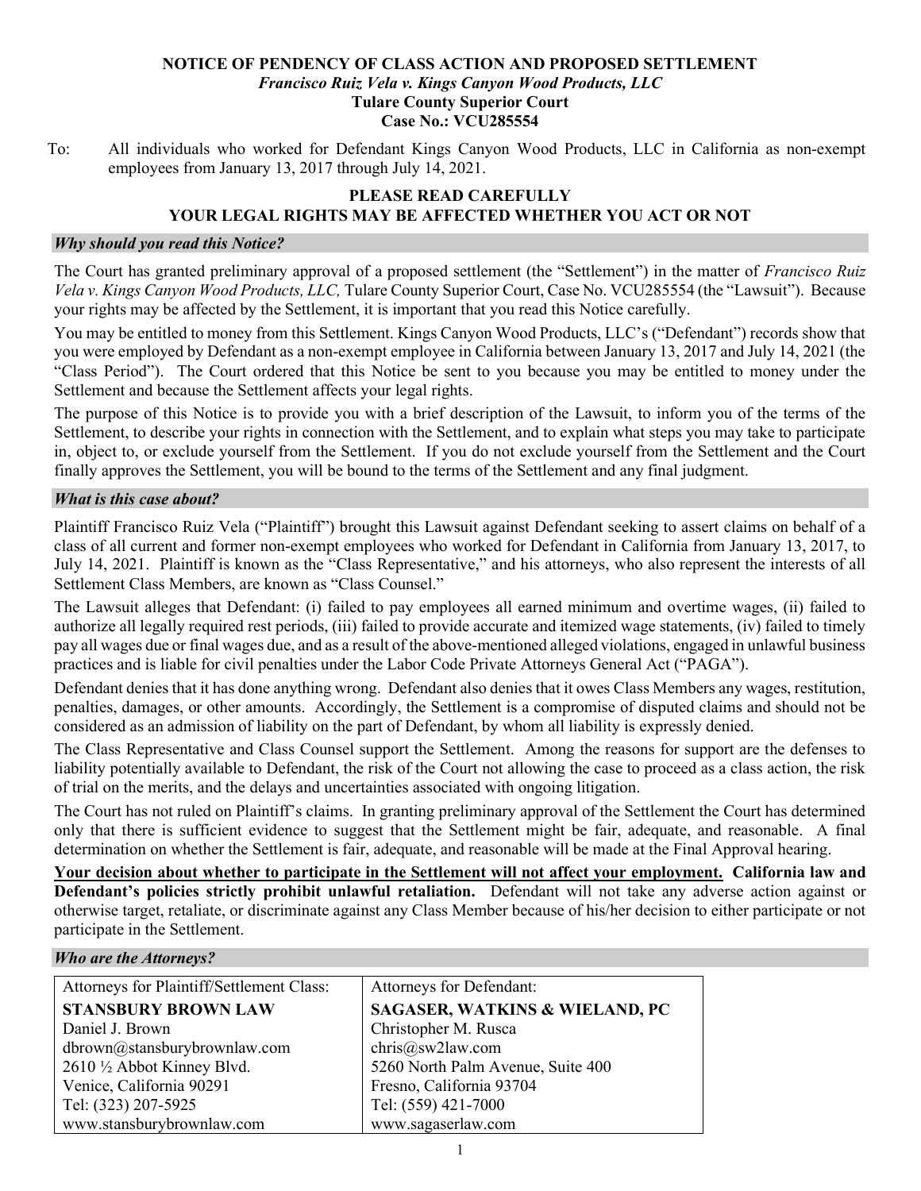# NOTICE OF PENDENCY OF CLASS ACTION AND PROPOSED SETTLEMENT

***Francisco Ruiz Vela v. Kings Canyon Wood Products, LLC***

**Tulare County Superior Court**

**Case No.: VCU285554**

To: All individuals who worked for Defendant Kings Canyon Wood Products, LLC in California as non-exempt employees from January 13, 2017 through July 14, 2021.

**PLEASE READ CAREFULLY**

**YOUR LEGAL RIGHTS MAY BE AFFECTED WHETHER YOU ACT OR NOT**

### *Why should you read this Notice?*

The Court has granted preliminary approval of a proposed settlement (the "Settlement") in the matter of *Francisco Ruiz Vela v. Kings Canyon Wood Products, LLC,* Tulare County Superior Court, Case No. VCU285554 (the "Lawsuit"). Because your rights may be affected by the Settlement, it is important that you read this Notice carefully.

You may be entitled to money from this Settlement. Kings Canyon Wood Products, LLC's ("Defendant") records show that you were employed by Defendant as a non-exempt employee in California between January 13, 2017 and July 14, 2021 (the "Class Period"). The Court ordered that this Notice be sent to you because you may be entitled to money under the Settlement and because the Settlement affects your legal rights.

The purpose of this Notice is to provide you with a brief description of the Lawsuit, to inform you of the terms of the Settlement, to describe your rights in connection with the Settlement, and to explain what steps you may take to participate in, object to, or exclude yourself from the Settlement. If you do not exclude yourself from the Settlement and the Court finally approves the Settlement, you will be bound to the terms of the Settlement and any final judgment.

### *What is this case about?*

Plaintiff Francisco Ruiz Vela ("Plaintiff") brought this Lawsuit against Defendant seeking to assert claims on behalf of a class of all current and former non-exempt employees who worked for Defendant in California from January 13, 2017, to July 14, 2021. Plaintiff is known as the "Class Representative," and his attorneys, who also represent the interests of all Settlement Class Members, are known as "Class Counsel."

The Lawsuit alleges that Defendant: (i) failed to pay employees all earned minimum and overtime wages, (ii) failed to authorize all legally required rest periods, (iii) failed to provide accurate and itemized wage statements, (iv) failed to timely pay all wages due or final wages due, and as a result of the above-mentioned alleged violations, engaged in unlawful business practices and is liable for civil penalties under the Labor Code Private Attorneys General Act ("PAGA").

Defendant denies that it has done anything wrong. Defendant also denies that it owes Class Members any wages, restitution, penalties, damages, or other amounts. Accordingly, the Settlement is a compromise of disputed claims and should not be considered as an admission of liability on the part of Defendant, by whom all liability is expressly denied.

The Class Representative and Class Counsel support the Settlement. Among the reasons for support are the defenses to liability potentially available to Defendant, the risk of the Court not allowing the case to proceed as a class action, the risk of trial on the merits, and the delays and uncertainties associated with ongoing litigation.

The Court has not ruled on Plaintiff's claims. In granting preliminary approval of the Settlement the Court has determined only that there is sufficient evidence to suggest that the Settlement might be fair, adequate, and reasonable. A final determination on whether the Settlement is fair, adequate, and reasonable will be made at the Final Approval hearing.

**Your decision about whether to participate in the Settlement will not affect your employment. California law and Defendant's policies strictly prohibit unlawful retaliation.** Defendant will not take any adverse action against or otherwise target, retaliate, or discriminate against any Class Member because of his/her decision to either participate or not participate in the Settlement.

### *Who are the Attorneys?*

| Attorneys for Plaintiff/Settlement Class: | Attorneys for Defendant: |
|---|---|
| **STANSBURY BROWN LAW** | **SAGASER, WATKINS & WIELAND, PC** |
| Daniel J. Brown | Christopher M. Rusca |
| dbrown@stansburybrownlaw.com | chris@sw2law.com |
| 2610 ½ Abbot Kinney Blvd. | 5260 North Palm Avenue, Suite 400 |
| Venice, California 90291 | Fresno, California 93704 |
| Tel: (323) 207-5925 | Tel: (559) 421-7000 |
| www.stansburybrownlaw.com | www.sagaserlaw.com |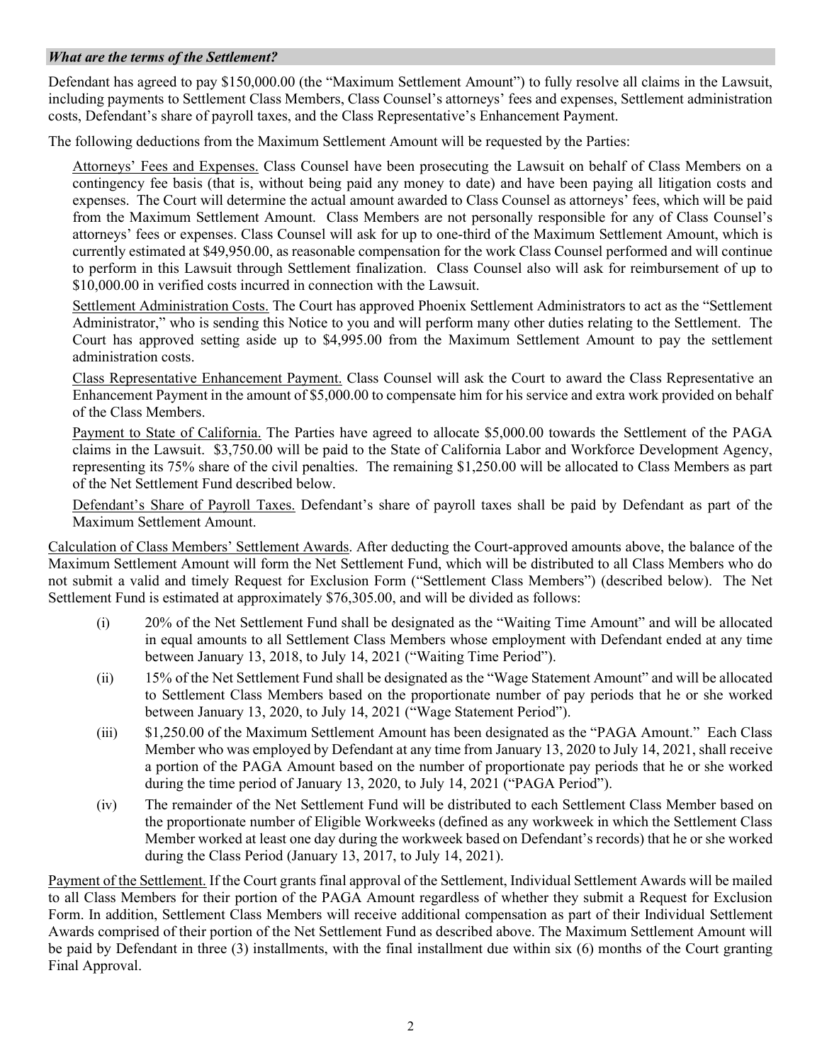### *What are the terms of the Settlement?*

Defendant has agreed to pay $150,000.00 (the "Maximum Settlement Amount") to fully resolve all claims in the Lawsuit, including payments to Settlement Class Members, Class Counsel's attorneys' fees and expenses, Settlement administration costs, Defendant's share of payroll taxes, and the Class Representative's Enhancement Payment.

The following deductions from the Maximum Settlement Amount will be requested by the Parties:

Attorneys' Fees and Expenses. Class Counsel have been prosecuting the Lawsuit on behalf of Class Members on a contingency fee basis (that is, without being paid any money to date) and have been paying all litigation costs and expenses. The Court will determine the actual amount awarded to Class Counsel as attorneys' fees, which will be paid from the Maximum Settlement Amount. Class Members are not personally responsible for any of Class Counsel's attorneys' fees or expenses. Class Counsel will ask for up to one-third of the Maximum Settlement Amount, which is currently estimated at $49,950.00, as reasonable compensation for the work Class Counsel performed and will continue to perform in this Lawsuit through Settlement finalization. Class Counsel also will ask for reimbursement of up to $10,000.00 in verified costs incurred in connection with the Lawsuit.

Settlement Administration Costs. The Court has approved Phoenix Settlement Administrators to act as the "Settlement Administrator," who is sending this Notice to you and will perform many other duties relating to the Settlement. The Court has approved setting aside up to $4,995.00 from the Maximum Settlement Amount to pay the settlement administration costs.

Class Representative Enhancement Payment. Class Counsel will ask the Court to award the Class Representative an Enhancement Payment in the amount of $5,000.00 to compensate him for his service and extra work provided on behalf of the Class Members.

Payment to State of California. The Parties have agreed to allocate $5,000.00 towards the Settlement of the PAGA claims in the Lawsuit. $3,750.00 will be paid to the State of California Labor and Workforce Development Agency, representing its 75% share of the civil penalties. The remaining $1,250.00 will be allocated to Class Members as part of the Net Settlement Fund described below.

Defendant's Share of Payroll Taxes. Defendant's share of payroll taxes shall be paid by Defendant as part of the Maximum Settlement Amount.

Calculation of Class Members' Settlement Awards. After deducting the Court-approved amounts above, the balance of the Maximum Settlement Amount will form the Net Settlement Fund, which will be distributed to all Class Members who do not submit a valid and timely Request for Exclusion Form ("Settlement Class Members") (described below). The Net Settlement Fund is estimated at approximately $76,305.00, and will be divided as follows:

(i) 20% of the Net Settlement Fund shall be designated as the "Waiting Time Amount" and will be allocated in equal amounts to all Settlement Class Members whose employment with Defendant ended at any time between January 13, 2018, to July 14, 2021 ("Waiting Time Period").

(ii) 15% of the Net Settlement Fund shall be designated as the "Wage Statement Amount" and will be allocated to Settlement Class Members based on the proportionate number of pay periods that he or she worked between January 13, 2020, to July 14, 2021 ("Wage Statement Period").

(iii) $1,250.00 of the Maximum Settlement Amount has been designated as the "PAGA Amount." Each Class Member who was employed by Defendant at any time from January 13, 2020 to July 14, 2021, shall receive a portion of the PAGA Amount based on the number of proportionate pay periods that he or she worked during the time period of January 13, 2020, to July 14, 2021 ("PAGA Period").

(iv) The remainder of the Net Settlement Fund will be distributed to each Settlement Class Member based on the proportionate number of Eligible Workweeks (defined as any workweek in which the Settlement Class Member worked at least one day during the workweek based on Defendant's records) that he or she worked during the Class Period (January 13, 2017, to July 14, 2021).

Payment of the Settlement. If the Court grants final approval of the Settlement, Individual Settlement Awards will be mailed to all Class Members for their portion of the PAGA Amount regardless of whether they submit a Request for Exclusion Form. In addition, Settlement Class Members will receive additional compensation as part of their Individual Settlement Awards comprised of their portion of the Net Settlement Fund as described above. The Maximum Settlement Amount will be paid by Defendant in three (3) installments, with the final installment due within six (6) months of the Court granting Final Approval.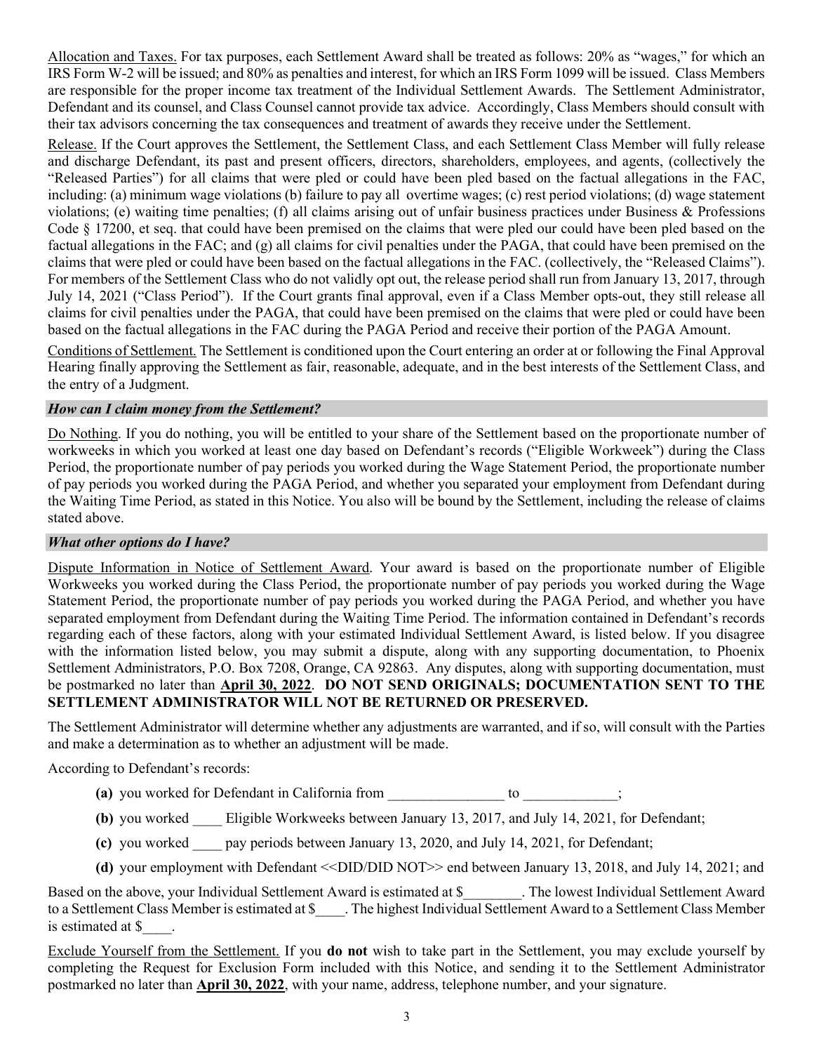Allocation and Taxes. For tax purposes, each Settlement Award shall be treated as follows: 20% as "wages," for which an IRS Form W-2 will be issued; and 80% as penalties and interest, for which an IRS Form 1099 will be issued. Class Members are responsible for the proper income tax treatment of the Individual Settlement Awards. The Settlement Administrator, Defendant and its counsel, and Class Counsel cannot provide tax advice. Accordingly, Class Members should consult with their tax advisors concerning the tax consequences and treatment of awards they receive under the Settlement.

Release. If the Court approves the Settlement, the Settlement Class, and each Settlement Class Member will fully release and discharge Defendant, its past and present officers, directors, shareholders, employees, and agents, (collectively the "Released Parties") for all claims that were pled or could have been pled based on the factual allegations in the FAC, including: (a) minimum wage violations (b) failure to pay all overtime wages; (c) rest period violations; (d) wage statement violations; (e) waiting time penalties; (f) all claims arising out of unfair business practices under Business & Professions Code § 17200, et seq. that could have been premised on the claims that were pled our could have been pled based on the factual allegations in the FAC; and (g) all claims for civil penalties under the PAGA, that could have been premised on the claims that were pled or could have been based on the factual allegations in the FAC. (collectively, the "Released Claims"). For members of the Settlement Class who do not validly opt out, the release period shall run from January 13, 2017, through July 14, 2021 ("Class Period"). If the Court grants final approval, even if a Class Member opts-out, they still release all claims for civil penalties under the PAGA, that could have been premised on the claims that were pled or could have been based on the factual allegations in the FAC during the PAGA Period and receive their portion of the PAGA Amount.

Conditions of Settlement. The Settlement is conditioned upon the Court entering an order at or following the Final Approval Hearing finally approving the Settlement as fair, reasonable, adequate, and in the best interests of the Settlement Class, and the entry of a Judgment.

### *How can I claim money from the Settlement?*

Do Nothing. If you do nothing, you will be entitled to your share of the Settlement based on the proportionate number of workweeks in which you worked at least one day based on Defendant's records ("Eligible Workweek") during the Class Period, the proportionate number of pay periods you worked during the Wage Statement Period, the proportionate number of pay periods you worked during the PAGA Period, and whether you separated your employment from Defendant during the Waiting Time Period, as stated in this Notice. You also will be bound by the Settlement, including the release of claims stated above.

### *What other options do I have?*

Dispute Information in Notice of Settlement Award. Your award is based on the proportionate number of Eligible Workweeks you worked during the Class Period, the proportionate number of pay periods you worked during the Wage Statement Period, the proportionate number of pay periods you worked during the PAGA Period, and whether you have separated employment from Defendant during the Waiting Time Period. The information contained in Defendant's records regarding each of these factors, along with your estimated Individual Settlement Award, is listed below. If you disagree with the information listed below, you may submit a dispute, along with any supporting documentation, to Phoenix Settlement Administrators, P.O. Box 7208, Orange, CA 92863. Any disputes, along with supporting documentation, must be postmarked no later than **April 30, 2022**. **DO NOT SEND ORIGINALS; DOCUMENTATION SENT TO THE SETTLEMENT ADMINISTRATOR WILL NOT BE RETURNED OR PRESERVED.**

The Settlement Administrator will determine whether any adjustments are warranted, and if so, will consult with the Parties and make a determination as to whether an adjustment will be made.

According to Defendant's records:

**(a)** you worked for Defendant in California from _______________ to ____________;

**(b)** you worked ____ Eligible Workweeks between January 13, 2017, and July 14, 2021, for Defendant;

**(c)** you worked ____ pay periods between January 13, 2020, and July 14, 2021, for Defendant;

**(d)** your employment with Defendant <<DID/DID NOT>> end between January 13, 2018, and July 14, 2021; and

Based on the above, your Individual Settlement Award is estimated at $________. The lowest Individual Settlement Award to a Settlement Class Member is estimated at $____. The highest Individual Settlement Award to a Settlement Class Member is estimated at $____.

Exclude Yourself from the Settlement. If you **do not** wish to take part in the Settlement, you may exclude yourself by completing the Request for Exclusion Form included with this Notice, and sending it to the Settlement Administrator postmarked no later than **April 30, 2022**, with your name, address, telephone number, and your signature.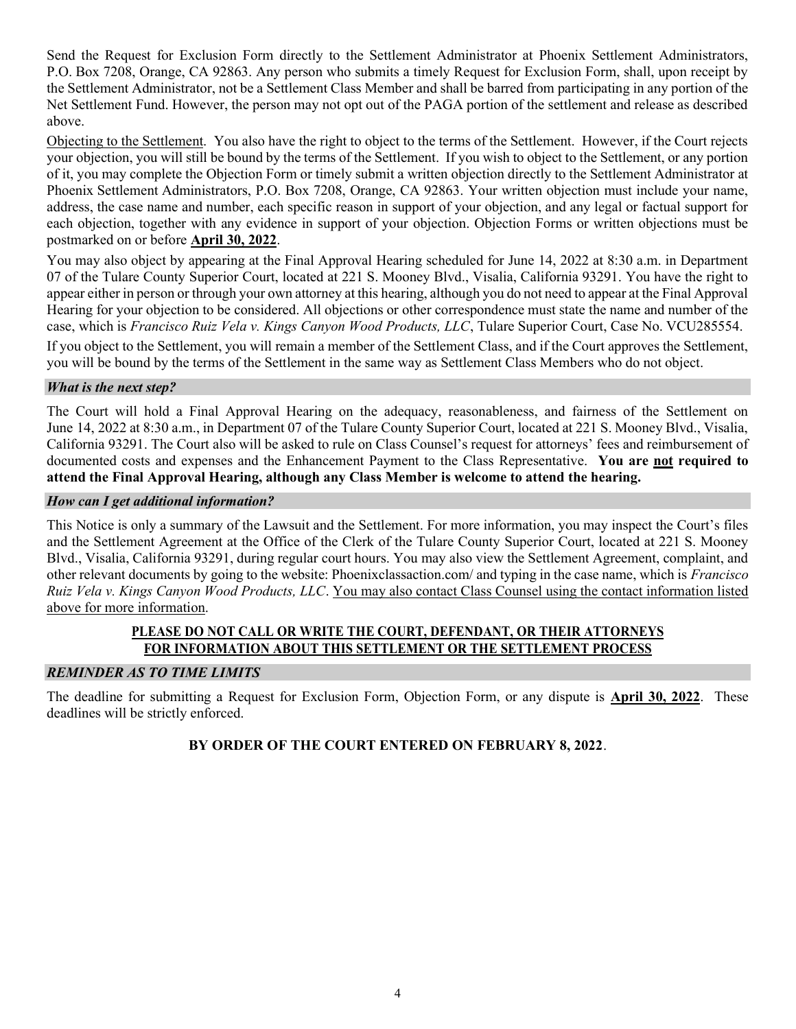Send the Request for Exclusion Form directly to the Settlement Administrator at Phoenix Settlement Administrators, P.O. Box 7208, Orange, CA 92863. Any person who submits a timely Request for Exclusion Form, shall, upon receipt by the Settlement Administrator, not be a Settlement Class Member and shall be barred from participating in any portion of the Net Settlement Fund. However, the person may not opt out of the PAGA portion of the settlement and release as described above.

<u>Objecting to the Settlement</u>. You also have the right to object to the terms of the Settlement. However, if the Court rejects your objection, you will still be bound by the terms of the Settlement. If you wish to object to the Settlement, or any portion of it, you may complete the Objection Form or timely submit a written objection directly to the Settlement Administrator at Phoenix Settlement Administrators, P.O. Box 7208, Orange, CA 92863. Your written objection must include your name, address, the case name and number, each specific reason in support of your objection, and any legal or factual support for each objection, together with any evidence in support of your objection. Objection Forms or written objections must be postmarked on or before **<u>April 30, 2022</u>**.

You may also object by appearing at the Final Approval Hearing scheduled for June 14, 2022 at 8:30 a.m. in Department 07 of the Tulare County Superior Court, located at 221 S. Mooney Blvd., Visalia, California 93291. You have the right to appear either in person or through your own attorney at this hearing, although you do not need to appear at the Final Approval Hearing for your objection to be considered. All objections or other correspondence must state the name and number of the case, which is *Francisco Ruiz Vela v. Kings Canyon Wood Products, LLC*, Tulare Superior Court, Case No. VCU285554.

If you object to the Settlement, you will remain a member of the Settlement Class, and if the Court approves the Settlement, you will be bound by the terms of the Settlement in the same way as Settlement Class Members who do not object.

### *What is the next step?*

The Court will hold a Final Approval Hearing on the adequacy, reasonableness, and fairness of the Settlement on June 14, 2022 at 8:30 a.m., in Department 07 of the Tulare County Superior Court, located at 221 S. Mooney Blvd., Visalia, California 93291. The Court also will be asked to rule on Class Counsel's request for attorneys' fees and reimbursement of documented costs and expenses and the Enhancement Payment to the Class Representative. **You are <u>not</u> required to attend the Final Approval Hearing, although any Class Member is welcome to attend the hearing.**

### *How can I get additional information?*

This Notice is only a summary of the Lawsuit and the Settlement. For more information, you may inspect the Court's files and the Settlement Agreement at the Office of the Clerk of the Tulare County Superior Court, located at 221 S. Mooney Blvd., Visalia, California 93291, during regular court hours. You may also view the Settlement Agreement, complaint, and other relevant documents by going to the website: Phoenixclassaction.com/ and typing in the case name, which is *Francisco Ruiz Vela v. Kings Canyon Wood Products, LLC*. <u>You may also contact Class Counsel using the contact information listed above for more information</u>.

**<u>PLEASE DO NOT CALL OR WRITE THE COURT, DEFENDANT, OR THEIR ATTORNEYS FOR INFORMATION ABOUT THIS SETTLEMENT OR THE SETTLEMENT PROCESS</u>**

### *REMINDER AS TO TIME LIMITS*

The deadline for submitting a Request for Exclusion Form, Objection Form, or any dispute is **<u>April 30, 2022</u>**. These deadlines will be strictly enforced.

**BY ORDER OF THE COURT ENTERED ON FEBRUARY 8, 2022**.